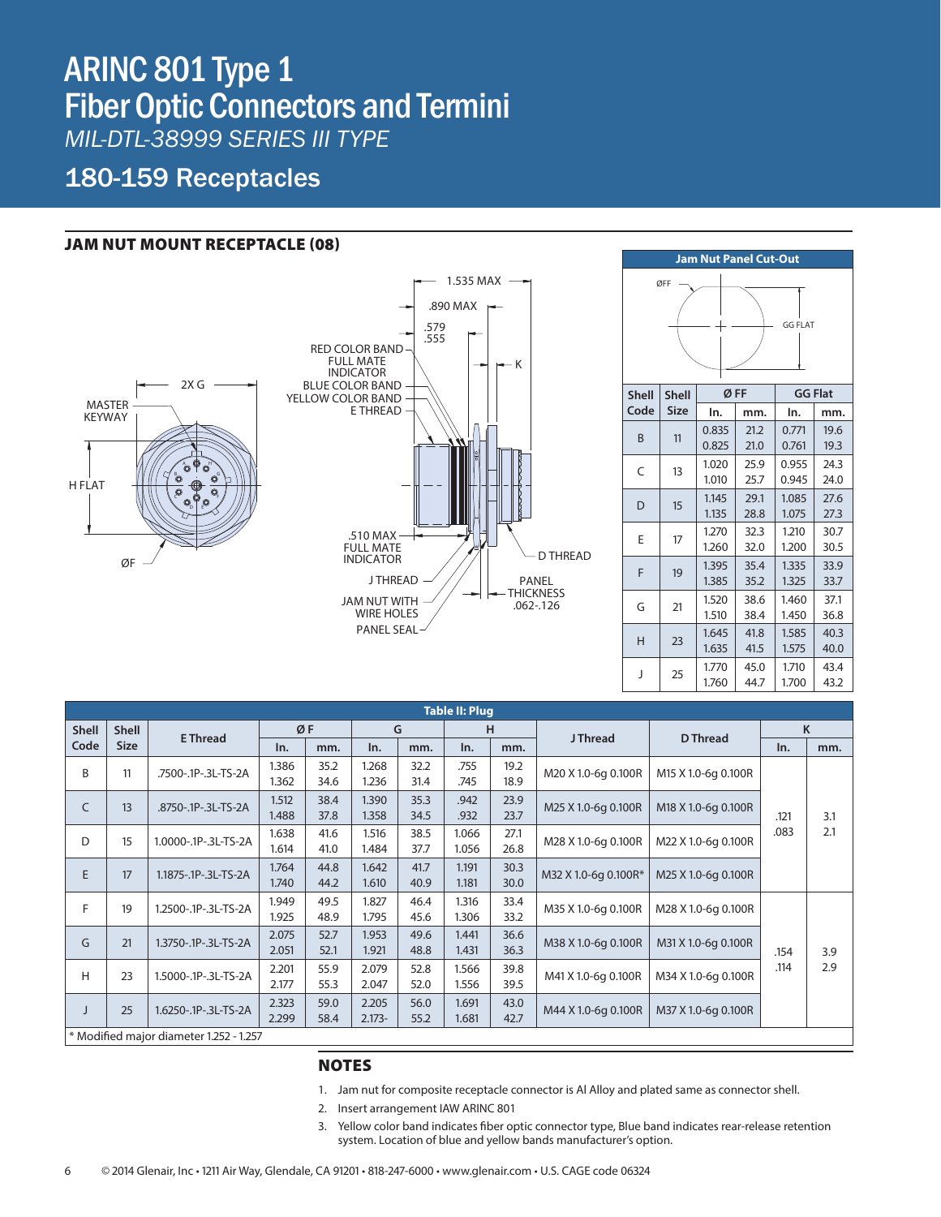# ARINC 801 Type 1 Fiber Optic Connectors and Termini

*MIL-DTL-38999 SERIES III TYPE*

## 180-159 Receptacles

### JAM NUT MOUNT RECEPTACLE (08)

MASTER KEYWAY
2X G
H FLAT
ØF
1.535 MAX
.890 MAX
.579
.555
K
RED COLOR BAND FULL MATE INDICATOR
BLUE COLOR BAND
YELLOW COLOR BAND
E THREAD
.510 MAX FULL MATE INDICATOR
J THREAD
JAM NUT WITH WIRE HOLES
PANEL SEAL
D THREAD
PANEL THICKNESS .062-.126

**Jam Nut Panel Cut-Out**

ØFF
GG FLAT

| Shell Code | Shell Size | Ø FF | | GG Flat | |
|---|---|---|---|---|---|
| | | In. | mm. | In. | mm. |
| B | 11 | 0.835<br>0.825 | 21.2<br>21.0 | 0.771<br>0.761 | 19.6<br>19.3 |
| C | 13 | 1.020<br>1.010 | 25.9<br>25.7 | 0.955<br>0.945 | 24.3<br>24.0 |
| D | 15 | 1.145<br>1.135 | 29.1<br>28.8 | 1.085<br>1.075 | 27.6<br>27.3 |
| E | 17 | 1.270<br>1.260 | 32.3<br>32.0 | 1.210<br>1.200 | 30.7<br>30.5 |
| F | 19 | 1.395<br>1.385 | 35.4<br>35.2 | 1.335<br>1.325 | 33.9<br>33.7 |
| G | 21 | 1.520<br>1.510 | 38.6<br>38.4 | 1.460<br>1.450 | 37.1<br>36.8 |
| H | 23 | 1.645<br>1.635 | 41.8<br>41.5 | 1.585<br>1.575 | 40.3<br>40.0 |
| J | 25 | 1.770<br>1.760 | 45.0<br>44.7 | 1.710<br>1.700 | 43.4<br>43.2 |

**Table II: Plug**

| Shell Code | Shell Size | E Thread | Ø F | | G | | H | | J Thread | D Thread | K | |
|---|---|---|---|---|---|---|---|---|---|---|---|---|
| | | | In. | mm. | In. | mm. | In. | mm. | | | In. | mm. |
| B | 11 | .7500-.1P-.3L-TS-2A | 1.386<br>1.362 | 35.2<br>34.6 | 1.268<br>1.236 | 32.2<br>31.4 | .755<br>.745 | 19.2<br>18.9 | M20 X 1.0-6g 0.100R | M15 X 1.0-6g 0.100R | .121<br>.083 | 3.1<br>2.1 |
| C | 13 | .8750-.1P-.3L-TS-2A | 1.512<br>1.488 | 38.4<br>37.8 | 1.390<br>1.358 | 35.3<br>34.5 | .942<br>.932 | 23.9<br>23.7 | M25 X 1.0-6g 0.100R | M18 X 1.0-6g 0.100R | | |
| D | 15 | 1.0000-.1P-.3L-TS-2A | 1.638<br>1.614 | 41.6<br>41.0 | 1.516<br>1.484 | 38.5<br>37.7 | 1.066<br>1.056 | 27.1<br>26.8 | M28 X 1.0-6g 0.100R | M22 X 1.0-6g 0.100R | | |
| E | 17 | 1.1875-.1P-.3L-TS-2A | 1.764<br>1.740 | 44.8<br>44.2 | 1.642<br>1.610 | 41.7<br>40.9 | 1.191<br>1.181 | 30.3<br>30.0 | M32 X 1.0-6g 0.100R* | M25 X 1.0-6g 0.100R | | |
| F | 19 | 1.2500-.1P-.3L-TS-2A | 1.949<br>1.925 | 49.5<br>48.9 | 1.827<br>1.795 | 46.4<br>45.6 | 1.316<br>1.306 | 33.4<br>33.2 | M35 X 1.0-6g 0.100R | M28 X 1.0-6g 0.100R | .154<br>.114 | 3.9<br>2.9 |
| G | 21 | 1.3750-.1P-.3L-TS-2A | 2.075<br>2.051 | 52.7<br>52.1 | 1.953<br>1.921 | 49.6<br>48.8 | 1.441<br>1.431 | 36.6<br>36.3 | M38 X 1.0-6g 0.100R | M31 X 1.0-6g 0.100R | | |
| H | 23 | 1.5000-.1P-.3L-TS-2A | 2.201<br>2.177 | 55.9<br>55.3 | 2.079<br>2.047 | 52.8<br>52.0 | 1.566<br>1.556 | 39.8<br>39.5 | M41 X 1.0-6g 0.100R | M34 X 1.0-6g 0.100R | | |
| J | 25 | 1.6250-.1P-.3L-TS-2A | 2.323<br>2.299 | 59.0<br>58.4 | 2.205<br>2.173- | 56.0<br>55.2 | 1.691<br>1.681 | 43.0<br>42.7 | M44 X 1.0-6g 0.100R | M37 X 1.0-6g 0.100R | | |

\* Modified major diameter 1.252 - 1.257

### NOTES

1. Jam nut for composite receptacle connector is Al Alloy and plated same as connector shell.
2. Insert arrangement IAW ARINC 801
3. Yellow color band indicates fiber optic connector type, Blue band indicates rear-release retention system. Location of blue and yellow bands manufacturer's option.

© 2014 Glenair, Inc • 1211 Air Way, Glendale, CA 91201 • 818-247-6000 • www.glenair.com • U.S. CAGE code 06324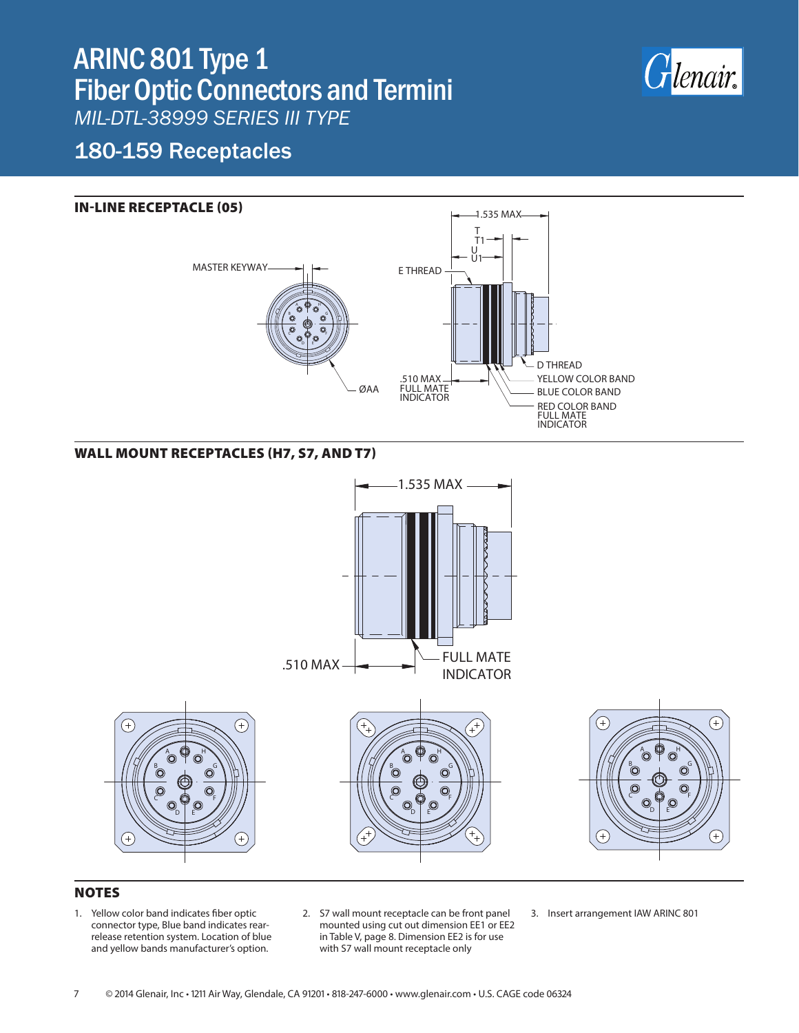# ARINC 801 Type 1 Fiber Optic Connectors and Termini

*MIL-DTL-38999 SERIES III TYPE*

## 180-159 Receptacles

### IN-LINE RECEPTACLE (05)

MASTER KEYWAY

ØAA

1.535 MAX

T

T1

U

U1

E THREAD

D THREAD

.510 MAX FULL MATE INDICATOR

YELLOW COLOR BAND

BLUE COLOR BAND

RED COLOR BAND FULL MATE INDICATOR

### WALL MOUNT RECEPTACLES (H7, S7, AND T7)

1.535 MAX

.510 MAX

FULL MATE INDICATOR

### NOTES

1. Yellow color band indicates fiber optic connector type, Blue band indicates rear-release retention system. Location of blue and yellow bands manufacturer's option.
2. S7 wall mount receptacle can be front panel mounted using cut out dimension EE1 or EE2 in Table V, page 8. Dimension EE2 is for use with S7 wall mount receptacle only
3. Insert arrangement IAW ARINC 801

© 2014 Glenair, Inc • 1211 Air Way, Glendale, CA 91201 • 818-247-6000 • www.glenair.com • U.S. CAGE code 06324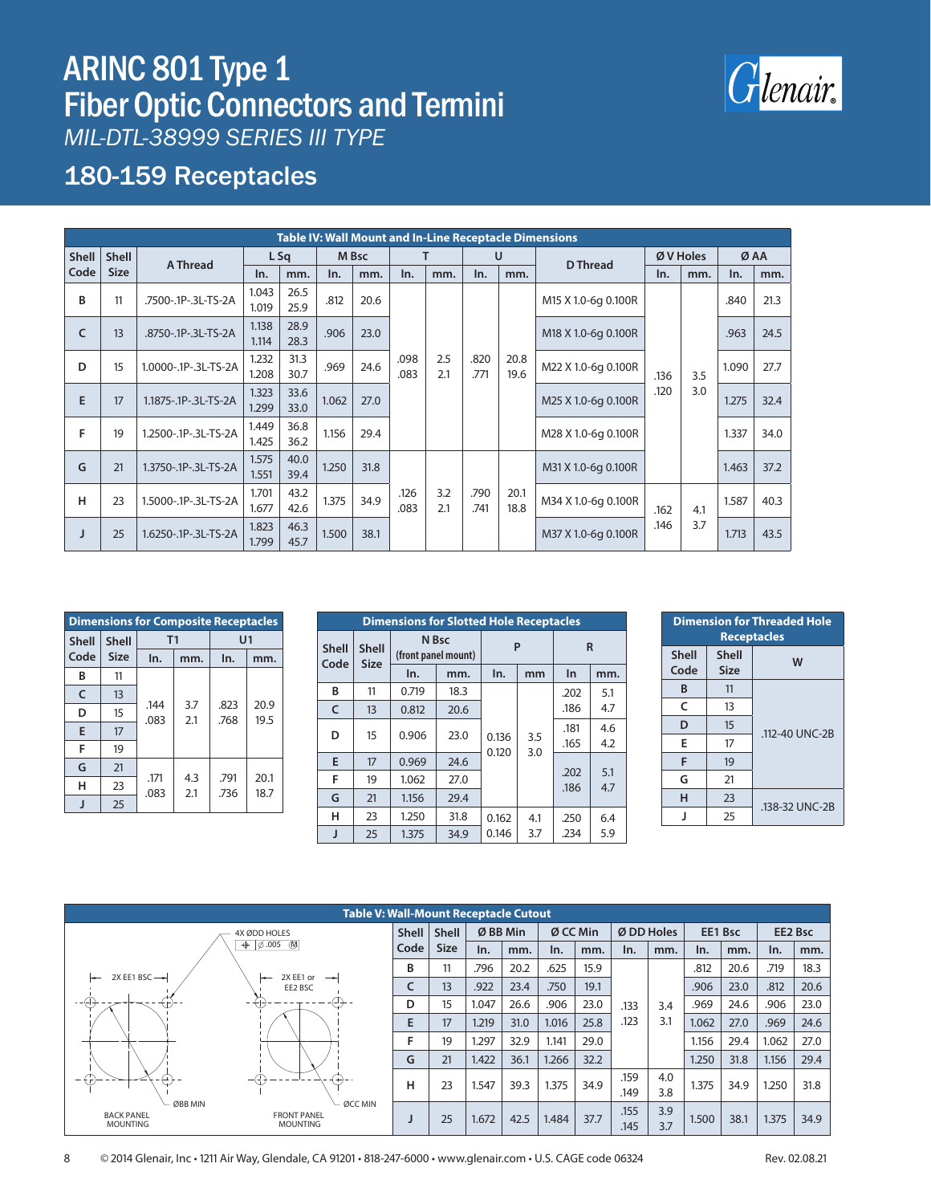# ARINC 801 Type 1 Fiber Optic Connectors and Termini

*MIL-DTL-38999 SERIES III TYPE*

## 180-159 Receptacles

**Table IV: Wall Mount and In-Line Receptacle Dimensions**

| Shell Code | Shell Size | A Thread | L Sq | | M Bsc | | T | | U | | D Thread | Ø V Holes | | Ø AA | |
|---|---|---|---|---|---|---|---|---|---|---|---|---|---|---|---|
| | | | In. | mm. | In. | mm. | In. | mm. | In. | mm. | | In. | mm. | In. | mm. |
| B | 11 | .7500-.1P-.3L-TS-2A | 1.043 1.019 | 26.5 25.9 | .812 | 20.6 | .098 .083 | 2.5 2.1 | .820 .771 | 20.8 19.6 | M15 X 1.0-6g 0.100R | .136 .120 | 3.5 3.0 | .840 | 21.3 |
| C | 13 | .8750-.1P-.3L-TS-2A | 1.138 1.114 | 28.9 28.3 | .906 | 23.0 | .098 .083 | 2.5 2.1 | .820 .771 | 20.8 19.6 | M18 X 1.0-6g 0.100R | .136 .120 | 3.5 3.0 | .963 | 24.5 |
| D | 15 | 1.0000-.1P-.3L-TS-2A | 1.232 1.208 | 31.3 30.7 | .969 | 24.6 | .098 .083 | 2.5 2.1 | .820 .771 | 20.8 19.6 | M22 X 1.0-6g 0.100R | .136 .120 | 3.5 3.0 | 1.090 | 27.7 |
| E | 17 | 1.1875-.1P-.3L-TS-2A | 1.323 1.299 | 33.6 33.0 | 1.062 | 27.0 | .098 .083 | 2.5 2.1 | .820 .771 | 20.8 19.6 | M25 X 1.0-6g 0.100R | .136 .120 | 3.5 3.0 | 1.275 | 32.4 |
| F | 19 | 1.2500-.1P-.3L-TS-2A | 1.449 1.425 | 36.8 36.2 | 1.156 | 29.4 | .098 .083 | 2.5 2.1 | .820 .771 | 20.8 19.6 | M28 X 1.0-6g 0.100R | .136 .120 | 3.5 3.0 | 1.337 | 34.0 |
| G | 21 | 1.3750-.1P-.3L-TS-2A | 1.575 1.551 | 40.0 39.4 | 1.250 | 31.8 | .126 .083 | 3.2 2.1 | .790 .741 | 20.1 18.8 | M31 X 1.0-6g 0.100R | .136 .120 | 3.5 3.0 | 1.463 | 37.2 |
| H | 23 | 1.5000-.1P-.3L-TS-2A | 1.701 1.677 | 43.2 42.6 | 1.375 | 34.9 | .126 .083 | 3.2 2.1 | .790 .741 | 20.1 18.8 | M34 X 1.0-6g 0.100R | .162 .146 | 4.1 3.7 | 1.587 | 40.3 |
| J | 25 | 1.6250-.1P-.3L-TS-2A | 1.823 1.799 | 46.3 45.7 | 1.500 | 38.1 | .126 .083 | 3.2 2.1 | .790 .741 | 20.1 18.8 | M37 X 1.0-6g 0.100R | .162 .146 | 4.1 3.7 | 1.713 | 43.5 |

**Dimensions for Composite Receptacles**

| Shell Code | Shell Size | T1 | | U1 | |
|---|---|---|---|---|---|
| | | In. | mm. | In. | mm. |
| B | 11 | | | | |
| C | 13 | .144 .083 | 3.7 2.1 | .823 .768 | 20.9 19.5 |
| D | 15 | .144 .083 | 3.7 2.1 | .823 .768 | 20.9 19.5 |
| E | 17 | .144 .083 | 3.7 2.1 | .823 .768 | 20.9 19.5 |
| F | 19 | .144 .083 | 3.7 2.1 | .823 .768 | 20.9 19.5 |
| G | 21 | .171 .083 | 4.3 2.1 | .791 .736 | 20.1 18.7 |
| H | 23 | .171 .083 | 4.3 2.1 | .791 .736 | 20.1 18.7 |
| J | 25 | .171 .083 | 4.3 2.1 | .791 .736 | 20.1 18.7 |

**Dimensions for Slotted Hole Receptacles**

| Shell Code | Shell Size | N Bsc (front panel mount) | | P | | R | |
|---|---|---|---|---|---|---|---|
| | | In. | mm. | In. | mm | In | mm. |
| B | 11 | 0.719 | 18.3 | 0.136 0.120 | 3.5 3.0 | .202 .186 | 5.1 4.7 |
| C | 13 | 0.812 | 20.6 | 0.136 0.120 | 3.5 3.0 | .202 .186 | 5.1 4.7 |
| D | 15 | 0.906 | 23.0 | 0.136 0.120 | 3.5 3.0 | .181 .165 | 4.6 4.2 |
| E | 17 | 0.969 | 24.6 | 0.136 0.120 | 3.5 3.0 | .202 .186 | 5.1 4.7 |
| F | 19 | 1.062 | 27.0 | 0.136 0.120 | 3.5 3.0 | .202 .186 | 5.1 4.7 |
| G | 21 | 1.156 | 29.4 | 0.136 0.120 | 3.5 3.0 | .202 .186 | 5.1 4.7 |
| H | 23 | 1.250 | 31.8 | 0.162 0.146 | 4.1 3.7 | .250 .234 | 6.4 5.9 |
| J | 25 | 1.375 | 34.9 | 0.162 0.146 | 4.1 3.7 | .250 .234 | 6.4 5.9 |

**Dimension for Threaded Hole Receptacles**

| Shell Code | Shell Size | W |
|---|---|---|
| B | 11 | .112-40 UNC-2B |
| C | 13 | .112-40 UNC-2B |
| D | 15 | .112-40 UNC-2B |
| E | 17 | .112-40 UNC-2B |
| F | 19 | .112-40 UNC-2B |
| G | 21 | .112-40 UNC-2B |
| H | 23 | .138-32 UNC-2B |
| J | 25 | .138-32 UNC-2B |

**Table V: Wall-Mount Receptacle Cutout**

4X ØDD HOLES
⌖ Ø .005 Ⓜ
2X EE1 BSC
2X EE1 or EE2 BSC
ØBB MIN
ØCC MIN
BACK PANEL MOUNTING
FRONT PANEL MOUNTING

| Shell Code | Shell Size | Ø BB Min | | Ø CC Min | | Ø DD Holes | | EE1 Bsc | | EE2 Bsc | |
|---|---|---|---|---|---|---|---|---|---|---|---|
| | | In. | mm. | In. | mm. | In. | mm. | In. | mm. | In. | mm. |
| B | 11 | .796 | 20.2 | .625 | 15.9 | .133 .123 | 3.4 3.1 | .812 | 20.6 | .719 | 18.3 |
| C | 13 | .922 | 23.4 | .750 | 19.1 | .133 .123 | 3.4 3.1 | .906 | 23.0 | .812 | 20.6 |
| D | 15 | 1.047 | 26.6 | .906 | 23.0 | .133 .123 | 3.4 3.1 | .969 | 24.6 | .906 | 23.0 |
| E | 17 | 1.219 | 31.0 | 1.016 | 25.8 | .133 .123 | 3.4 3.1 | 1.062 | 27.0 | .969 | 24.6 |
| F | 19 | 1.297 | 32.9 | 1.141 | 29.0 | .133 .123 | 3.4 3.1 | 1.156 | 29.4 | 1.062 | 27.0 |
| G | 21 | 1.422 | 36.1 | 1.266 | 32.2 | .133 .123 | 3.4 3.1 | 1.250 | 31.8 | 1.156 | 29.4 |
| H | 23 | 1.547 | 39.3 | 1.375 | 34.9 | .159 .149 | 4.0 3.8 | 1.375 | 34.9 | 1.250 | 31.8 |
| J | 25 | 1.672 | 42.5 | 1.484 | 37.7 | .155 .145 | 3.9 3.7 | 1.500 | 38.1 | 1.375 | 34.9 |

© 2014 Glenair, Inc • 1211 Air Way, Glendale, CA 91201 • 818-247-6000 • www.glenair.com • U.S. CAGE code 06324 Rev. 02.08.21